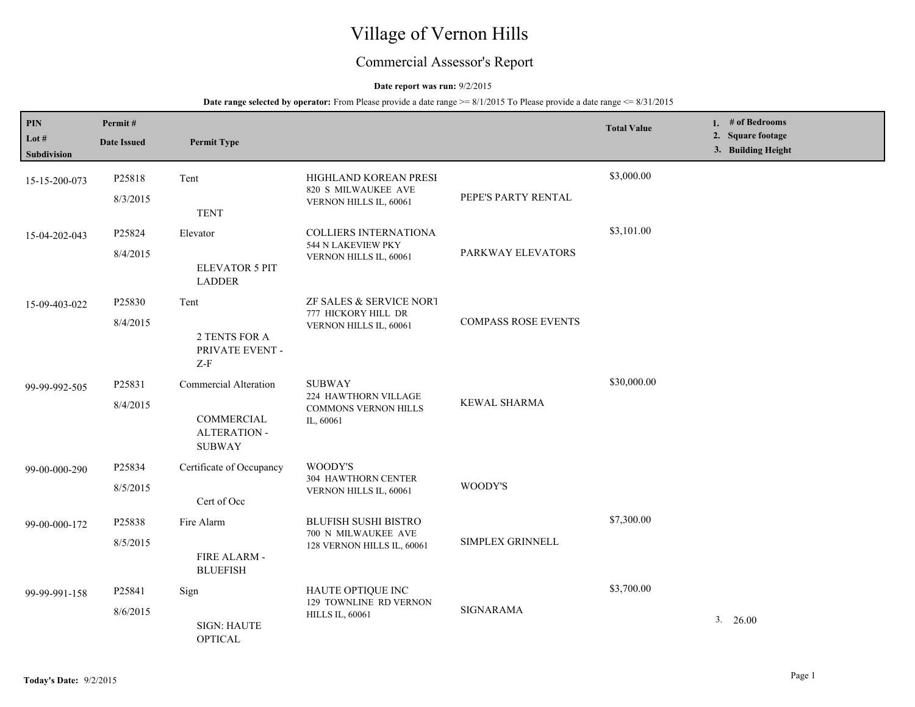# Village of Vernon Hills

## Commercial Assessor's Report

**Date report was run:** 9/2/2015

**Date range selected by operator:** From Please provide a date range >= 8/1/2015 To Please provide a date range <= 8/31/2015

| PIN / Lot # / Subdivision | Permit # / Date Issued | Permit Type | | | Total Value | 1. # of Bedrooms 2. Square footage 3. Building Height |
|---|---|---|---|---|---|---|
| 15-15-200-073 | P25818 8/3/2015 | Tent TENT | HIGHLAND KOREAN PRESI 820 S MILWAUKEE AVE VERNON HILLS IL, 60061 | PEPE'S PARTY RENTAL | $3,000.00 | |
| 15-04-202-043 | P25824 8/4/2015 | Elevator ELEVATOR 5 PIT LADDER | COLLIERS INTERNATIONA 544 N LAKEVIEW PKY VERNON HILLS IL, 60061 | PARKWAY ELEVATORS | $3,101.00 | |
| 15-09-403-022 | P25830 8/4/2015 | Tent 2 TENTS FOR A PRIVATE EVENT - Z-F | ZF SALES & SERVICE NORT 777 HICKORY HILL DR VERNON HILLS IL, 60061 | COMPASS ROSE EVENTS | | |
| 99-99-992-505 | P25831 8/4/2015 | Commercial Alteration COMMERCIAL ALTERATION - SUBWAY | SUBWAY 224 HAWTHORN VILLAGE COMMONS VERNON HILLS IL, 60061 | KEWAL SHARMA | $30,000.00 | |
| 99-00-000-290 | P25834 8/5/2015 | Certificate of Occupancy Cert of Occ | WOODY'S 304 HAWTHORN CENTER VERNON HILLS IL, 60061 | WOODY'S | | |
| 99-00-000-172 | P25838 8/5/2015 | Fire Alarm FIRE ALARM - BLUEFISH | BLUFISH SUSHI BISTRO 700 N MILWAUKEE AVE 128 VERNON HILLS IL, 60061 | SIMPLEX GRINNELL | $7,300.00 | |
| 99-99-991-158 | P25841 8/6/2015 | Sign SIGN: HAUTE OPTICAL | HAUTE OPTIQUE INC 129 TOWNLINE RD VERNON HILLS IL, 60061 | SIGNARAMA | $3,700.00 | 3. 26.00 |

**Today's Date:** 9/2/2015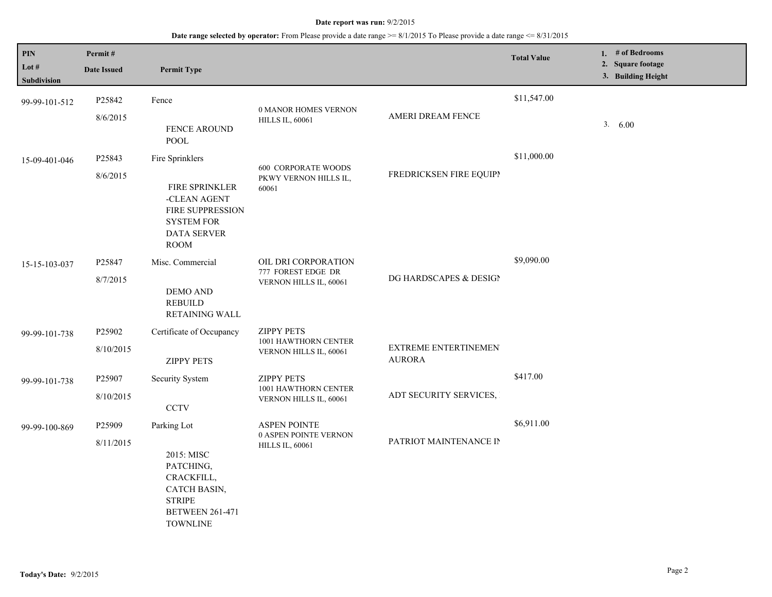**Date report was run:** 9/2/2015

**Date range selected by operator:** From Please provide a date range >= 8/1/2015 To Please provide a date range <= 8/31/2015

| PIN<br>Lot #<br>Subdivision | Permit #<br>Date Issued | Permit Type | | | Total Value | 1. # of Bedrooms<br>2. Square footage<br>3. Building Height |
|---|---|---|---|---|---|---|
| 99-99-101-512 | P25842<br>8/6/2015 | Fence<br>FENCE AROUND POOL | 0 MANOR HOMES VERNON HILLS IL, 60061 | AMERI DREAM FENCE | $11,547.00 | 3. 6.00 |
| 15-09-401-046 | P25843<br>8/6/2015 | Fire Sprinklers<br>FIRE SPRINKLER -CLEAN AGENT FIRE SUPPRESSION SYSTEM FOR DATA SERVER ROOM | 600 CORPORATE WOODS PKWY VERNON HILLS IL, 60061 | FREDRICKSEN FIRE EQUIPM | $11,000.00 | |
| 15-15-103-037 | P25847<br>8/7/2015 | Misc. Commercial<br>DEMO AND REBUILD RETAINING WALL | OIL DRI CORPORATION<br>777 FOREST EDGE DR VERNON HILLS IL, 60061 | DG HARDSCAPES & DESIGN | $9,090.00 | |
| 99-99-101-738 | P25902<br>8/10/2015 | Certificate of Occupancy<br>ZIPPY PETS | ZIPPY PETS<br>1001 HAWTHORN CENTER VERNON HILLS IL, 60061 | EXTREME ENTERTINEMENT AURORA | | |
| 99-99-101-738 | P25907<br>8/10/2015 | Security System<br>CCTV | ZIPPY PETS<br>1001 HAWTHORN CENTER VERNON HILLS IL, 60061 | ADT SECURITY SERVICES, | $417.00 | |
| 99-99-100-869 | P25909<br>8/11/2015 | Parking Lot<br>2015: MISC PATCHING, CRACKFILL, CATCH BASIN, STRIPE BETWEEN 261-471 TOWNLINE | ASPEN POINTE<br>0 ASPEN POINTE VERNON HILLS IL, 60061 | PATRIOT MAINTENANCE IN | $6,911.00 | |

**Today's Date:** 9/2/2015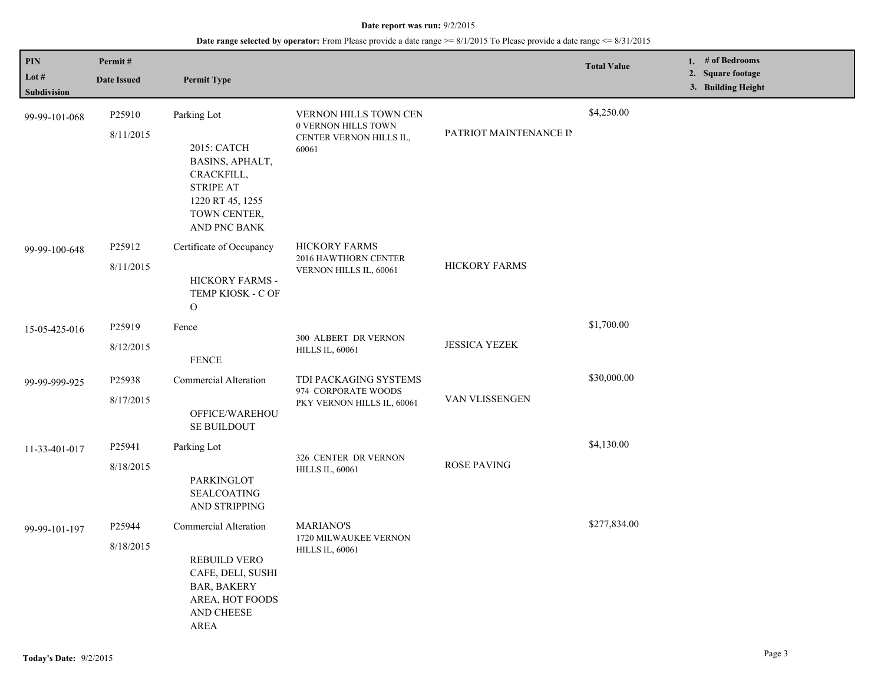**Date report was run:** 9/2/2015

**Date range selected by operator:** From Please provide a date range >= 8/1/2015 To Please provide a date range <= 8/31/2015

| PIN / Lot # / Subdivision | Permit # / Date Issued | Permit Type | | | Total Value | 1. # of Bedrooms 2. Square footage 3. Building Height |
|---|---|---|---|---|---|---|
| 99-99-101-068 | P25910 8/11/2015 | Parking Lot 2015: CATCH BASINS, APHALT, CRACKFILL, STRIPE AT 1220 RT 45, 1255 TOWN CENTER, AND PNC BANK | VERNON HILLS TOWN CEN 0 VERNON HILLS TOWN CENTER VERNON HILLS IL, 60061 | PATRIOT MAINTENANCE IN | $4,250.00 | |
| 99-99-100-648 | P25912 8/11/2015 | Certificate of Occupancy HICKORY FARMS - TEMP KIOSK - C OF O | HICKORY FARMS 2016 HAWTHORN CENTER VERNON HILLS IL, 60061 | HICKORY FARMS | | |
| 15-05-425-016 | P25919 8/12/2015 | Fence FENCE | 300 ALBERT DR VERNON HILLS IL, 60061 | JESSICA YEZEK | $1,700.00 | |
| 99-99-999-925 | P25938 8/17/2015 | Commercial Alteration OFFICE/WAREHOUSE BUILDOUT | TDI PACKAGING SYSTEMS 974 CORPORATE WOODS PKY VERNON HILLS IL, 60061 | VAN VLISSENGEN | $30,000.00 | |
| 11-33-401-017 | P25941 8/18/2015 | Parking Lot PARKINGLOT SEALCOATING AND STRIPPING | 326 CENTER DR VERNON HILLS IL, 60061 | ROSE PAVING | $4,130.00 | |
| 99-99-101-197 | P25944 8/18/2015 | Commercial Alteration REBUILD VERO CAFE, DELI, SUSHI BAR, BAKERY AREA, HOT FOODS AND CHEESE AREA | MARIANO'S 1720 MILWAUKEE VERNON HILLS IL, 60061 | | $277,834.00 | |

**Today's Date:** 9/2/2015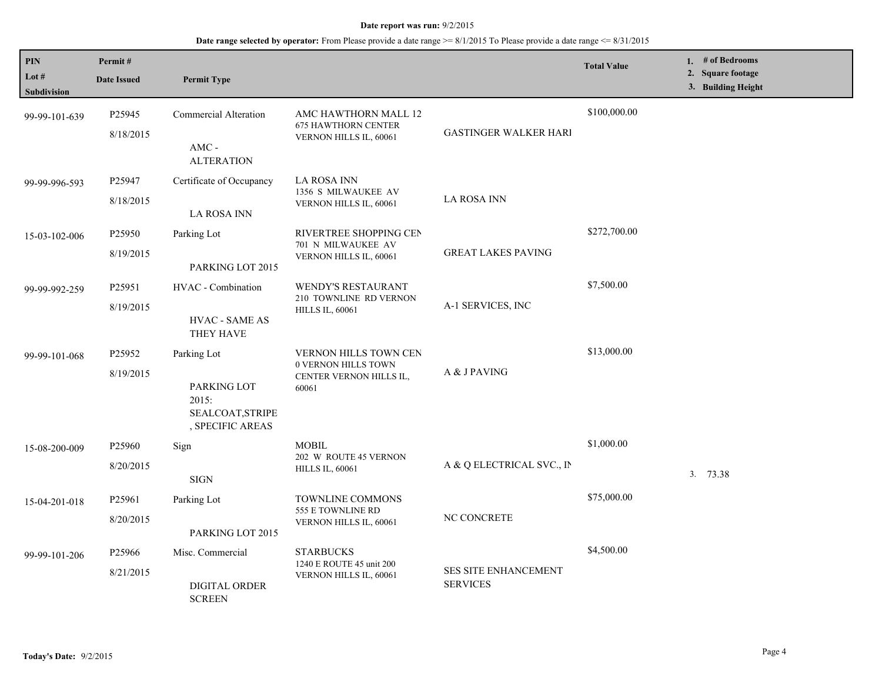**Date report was run:** 9/2/2015

**Date range selected by operator:** From Please provide a date range >= 8/1/2015 To Please provide a date range <= 8/31/2015

| PIN<br>Lot #<br>Subdivision | Permit #<br>Date Issued | Permit Type | | | Total Value | 1. # of Bedrooms<br>2. Square footage<br>3. Building Height |
|---|---|---|---|---|---|---|
| 99-99-101-639 | P25945<br>8/18/2015 | Commercial Alteration<br>AMC - ALTERATION | AMC HAWTHORN MALL 12<br>675 HAWTHORN CENTER<br>VERNON HILLS IL, 60061 | GASTINGER WALKER HARI | $100,000.00 | |
| 99-99-996-593 | P25947<br>8/18/2015 | Certificate of Occupancy<br>LA ROSA INN | LA ROSA INN<br>1356 S MILWAUKEE AV<br>VERNON HILLS IL, 60061 | LA ROSA INN | | |
| 15-03-102-006 | P25950<br>8/19/2015 | Parking Lot<br>PARKING LOT 2015 | RIVERTREE SHOPPING CEN<br>701 N MILWAUKEE AV<br>VERNON HILLS IL, 60061 | GREAT LAKES PAVING | $272,700.00 | |
| 99-99-992-259 | P25951<br>8/19/2015 | HVAC - Combination<br>HVAC - SAME AS THEY HAVE | WENDY'S RESTAURANT<br>210 TOWNLINE RD VERNON HILLS IL, 60061 | A-1 SERVICES, INC | $7,500.00 | |
| 99-99-101-068 | P25952<br>8/19/2015 | Parking Lot<br>PARKING LOT 2015: SEALCOAT,STRIPE , SPECIFIC AREAS | VERNON HILLS TOWN CEN<br>0 VERNON HILLS TOWN CENTER VERNON HILLS IL, 60061 | A & J PAVING | $13,000.00 | |
| 15-08-200-009 | P25960<br>8/20/2015 | Sign<br>SIGN | MOBIL<br>202 W ROUTE 45 VERNON HILLS IL, 60061 | A & Q ELECTRICAL SVC., IN | $1,000.00 | 3. 73.38 |
| 15-04-201-018 | P25961<br>8/20/2015 | Parking Lot<br>PARKING LOT 2015 | TOWNLINE COMMONS<br>555 E TOWNLINE RD<br>VERNON HILLS IL, 60061 | NC CONCRETE | $75,000.00 | |
| 99-99-101-206 | P25966<br>8/21/2015 | Misc. Commercial<br>DIGITAL ORDER SCREEN | STARBUCKS<br>1240 E ROUTE 45 unit 200<br>VERNON HILLS IL, 60061 | SES SITE ENHANCEMENT SERVICES | $4,500.00 | |

**Today's Date:** 9/2/2015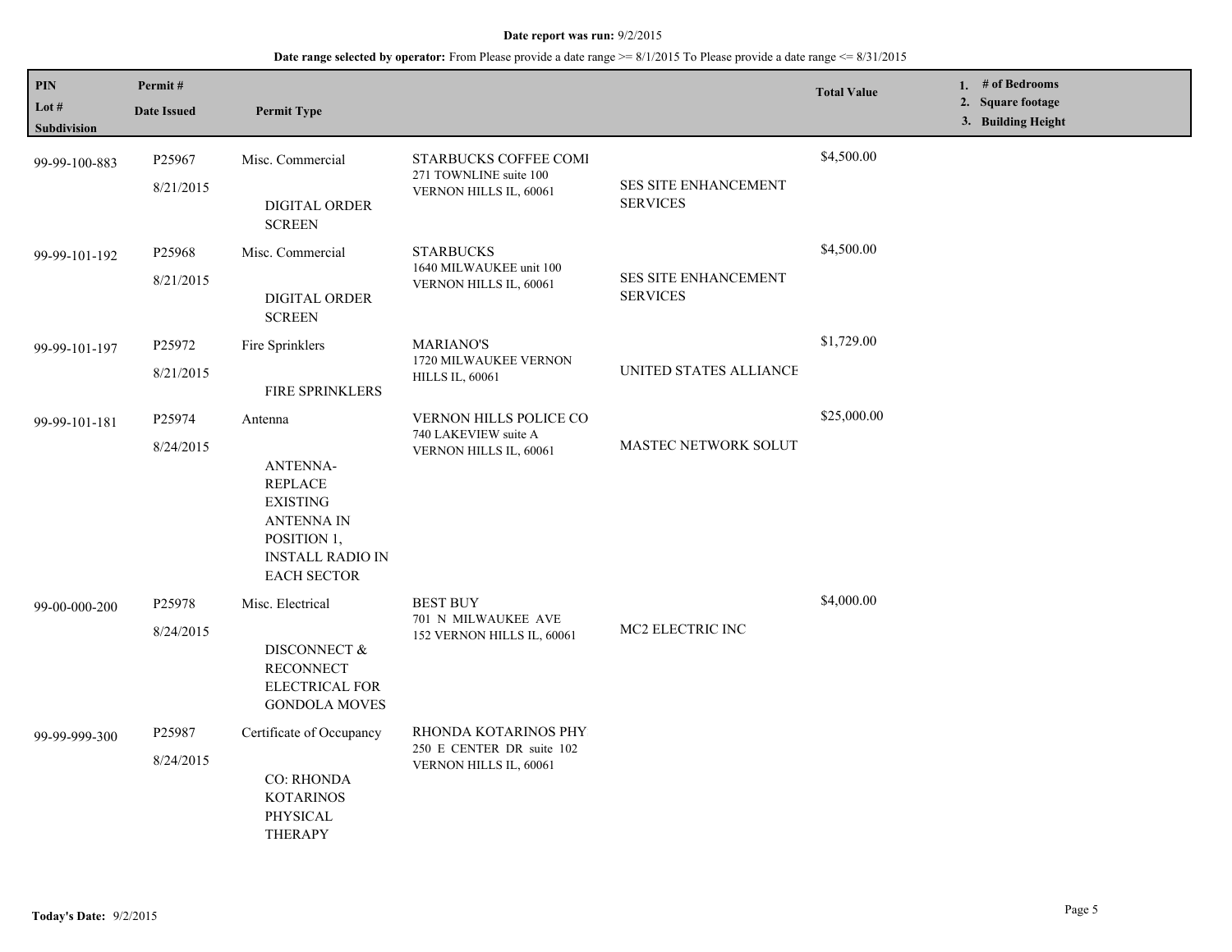**Date report was run:** 9/2/2015

**Date range selected by operator:** From Please provide a date range >= 8/1/2015 To Please provide a date range <= 8/31/2015

| PIN / Lot # / Subdivision | Permit # / Date Issued | Permit Type | | | Total Value | 1. # of Bedrooms 2. Square footage 3. Building Height |
|---|---|---|---|---|---|---|
| 99-99-100-883 | P25967 8/21/2015 | Misc. Commercial DIGITAL ORDER SCREEN | STARBUCKS COFFEE COMI 271 TOWNLINE suite 100 VERNON HILLS IL, 60061 | SES SITE ENHANCEMENT SERVICES | $4,500.00 | |
| 99-99-101-192 | P25968 8/21/2015 | Misc. Commercial DIGITAL ORDER SCREEN | STARBUCKS 1640 MILWAUKEE unit 100 VERNON HILLS IL, 60061 | SES SITE ENHANCEMENT SERVICES | $4,500.00 | |
| 99-99-101-197 | P25972 8/21/2015 | Fire Sprinklers FIRE SPRINKLERS | MARIANO'S 1720 MILWAUKEE VERNON HILLS IL, 60061 | UNITED STATES ALLIANCE | $1,729.00 | |
| 99-99-101-181 | P25974 8/24/2015 | Antenna ANTENNA- REPLACE EXISTING ANTENNA IN POSITION 1, INSTALL RADIO IN EACH SECTOR | VERNON HILLS POLICE CO 740 LAKEVIEW suite A VERNON HILLS IL, 60061 | MASTEC NETWORK SOLUT | $25,000.00 | |
| 99-00-000-200 | P25978 8/24/2015 | Misc. Electrical DISCONNECT & RECONNECT ELECTRICAL FOR GONDOLA MOVES | BEST BUY 701 N MILWAUKEE AVE 152 VERNON HILLS IL, 60061 | MC2 ELECTRIC INC | $4,000.00 | |
| 99-99-999-300 | P25987 8/24/2015 | Certificate of Occupancy CO: RHONDA KOTARINOS PHYSICAL THERAPY | RHONDA KOTARINOS PHY 250 E CENTER DR suite 102 VERNON HILLS IL, 60061 | | | |

**Today's Date:** 9/2/2015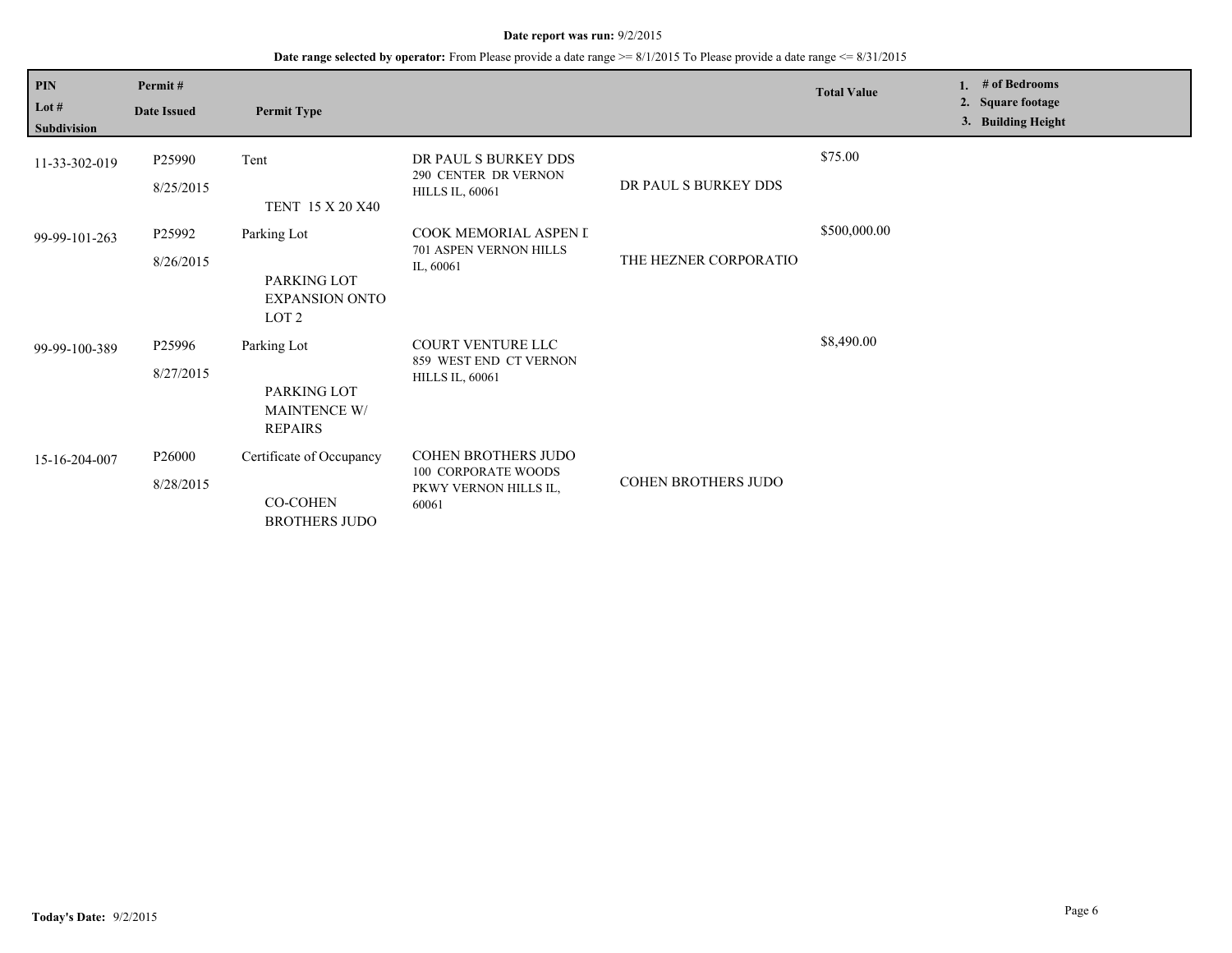**Date report was run:** 9/2/2015

**Date range selected by operator:** From Please provide a date range >= 8/1/2015 To Please provide a date range <= 8/31/2015

| PIN<br>Lot #<br>Subdivision | Permit #<br>Date Issued | Permit Type | | | Total Value | 1. # of Bedrooms<br>2. Square footage<br>3. Building Height |
|---|---|---|---|---|---|---|
| 11-33-302-019 | P25990<br>8/25/2015 | Tent<br>TENT 15 X 20 X40 | DR PAUL S BURKEY DDS<br>290 CENTER DR VERNON HILLS IL, 60061 | DR PAUL S BURKEY DDS | $75.00 | |
| 99-99-101-263 | P25992<br>8/26/2015 | Parking Lot<br>PARKING LOT EXPANSION ONTO LOT 2 | COOK MEMORIAL ASPEN I<br>701 ASPEN VERNON HILLS IL, 60061 | THE HEZNER CORPORATIO | $500,000.00 | |
| 99-99-100-389 | P25996<br>8/27/2015 | Parking Lot<br>PARKING LOT MAINTENCE W/ REPAIRS | COURT VENTURE LLC<br>859 WEST END CT VERNON HILLS IL, 60061 | | $8,490.00 | |
| 15-16-204-007 | P26000<br>8/28/2015 | Certificate of Occupancy<br>CO-COHEN BROTHERS JUDO | COHEN BROTHERS JUDO<br>100 CORPORATE WOODS PKWY VERNON HILLS IL, 60061 | COHEN BROTHERS JUDO | | |

**Today's Date:** 9/2/2015